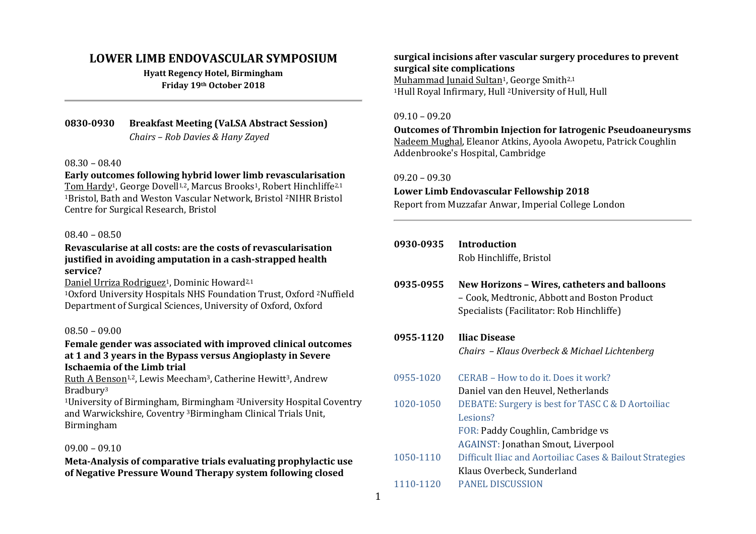# LOWER LIMB ENDOVASCULAR SYMPOSIUM

**Hyatt Regency Hotel, Birmingham**
**Friday 19th October 2018**

---

**0830-0930 Breakfast Meeting (VaLSA Abstract Session)**
*Chairs – Rob Davies & Hany Zayed*

08.30 – 08.40

**Early outcomes following hybrid lower limb revascularisation**
Tom Hardy[1], George Dovell[1,2], Marcus Brooks[1], Robert Hinchliffe[2,1]
[1]Bristol, Bath and Weston Vascular Network, Bristol [2]NIHR Bristol Centre for Surgical Research, Bristol

08.40 – 08.50

**Revascularise at all costs: are the costs of revascularisation justified in avoiding amputation in a cash-strapped health service?**
Daniel Urriza Rodriguez[1], Dominic Howard[2,1]
[1]Oxford University Hospitals NHS Foundation Trust, Oxford [2]Nuffield Department of Surgical Sciences, University of Oxford, Oxford

08.50 – 09.00

**Female gender was associated with improved clinical outcomes at 1 and 3 years in the Bypass versus Angioplasty in Severe Ischaemia of the Limb trial**
Ruth A Benson[1,2], Lewis Meecham[3], Catherine Hewitt[3], Andrew Bradbury[3]
[1]University of Birmingham, Birmingham [2]University Hospital Coventry and Warwickshire, Coventry [3]Birmingham Clinical Trials Unit, Birmingham

09.00 – 09.10

**Meta-Analysis of comparative trials evaluating prophylactic use of Negative Pressure Wound Therapy system following closed surgical incisions after vascular surgery procedures to prevent surgical site complications**
Muhammad Junaid Sultan[1], George Smith[2,1]
[1]Hull Royal Infirmary, Hull [2]University of Hull, Hull

09.10 – 09.20

**Outcomes of Thrombin Injection for Iatrogenic Pseudoaneurysms**
Nadeem Mughal, Eleanor Atkins, Ayoola Awopetu, Patrick Coughlin
Addenbrooke's Hospital, Cambridge

09.20 – 09.30

**Lower Limb Endovascular Fellowship 2018**
Report from Muzzafar Anwar, Imperial College London

---

**0930-0935 Introduction**
Rob Hinchliffe, Bristol

**0935-0955 New Horizons – Wires, catheters and balloons**
– Cook, Medtronic, Abbott and Boston Product Specialists (Facilitator: Rob Hinchliffe)

**0955-1120 Iliac Disease**
*Chairs – Klaus Overbeck & Michael Lichtenberg*

0955-1020 CERAB – How to do it. Does it work?
Daniel van den Heuvel, Netherlands

1020-1050 DEBATE: Surgery is best for TASC C & D Aortoiliac Lesions?
FOR: Paddy Coughlin, Cambridge vs
AGAINST: Jonathan Smout, Liverpool

1050-1110 Difficult Iliac and Aortoiliac Cases & Bailout Strategies
Klaus Overbeck, Sunderland

1110-1120 PANEL DISCUSSION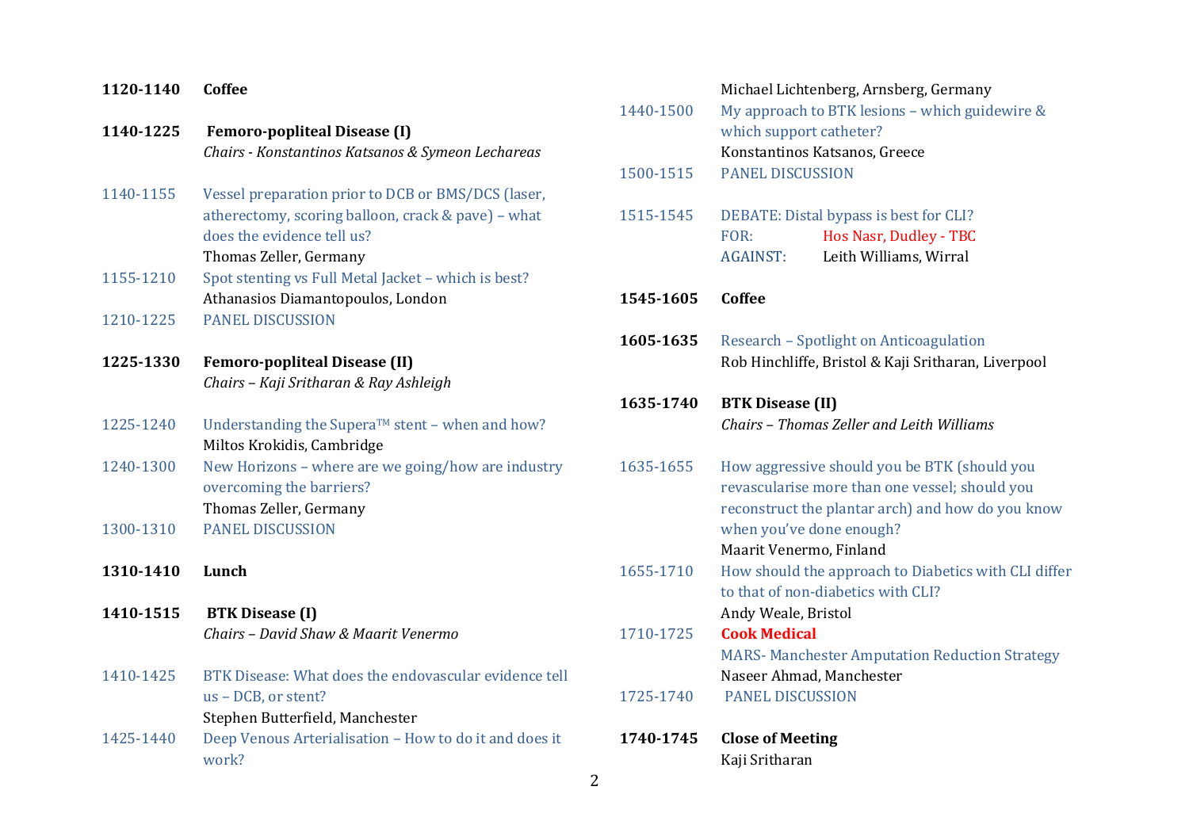**1120-1140** **Coffee**

**1140-1225** **Femoro-popliteal Disease (I)**
*Chairs - Konstantinos Katsanos & Symeon Lechareas*

1140-1155 Vessel preparation prior to DCB or BMS/DCS (laser, atherectomy, scoring balloon, crack & pave) – what does the evidence tell us?
Thomas Zeller, Germany

1155-1210 Spot stenting vs Full Metal Jacket – which is best?
Athanasios Diamantopoulos, London

1210-1225 PANEL DISCUSSION

**1225-1330** **Femoro-popliteal Disease (II)**
*Chairs – Kaji Sritharan & Ray Ashleigh*

1225-1240 Understanding the Supera™ stent – when and how?
Miltos Krokidis, Cambridge

1240-1300 New Horizons – where are we going/how are industry overcoming the barriers?
Thomas Zeller, Germany

1300-1310 PANEL DISCUSSION

**1310-1410** **Lunch**

**1410-1515** **BTK Disease (I)**
*Chairs – David Shaw & Maarit Venermo*

1410-1425 BTK Disease: What does the endovascular evidence tell us – DCB, or stent?
Stephen Butterfield, Manchester

1425-1440 Deep Venous Arterialisation – How to do it and does it work?
Michael Lichtenberg, Arnsberg, Germany

1440-1500 My approach to BTK lesions – which guidewire & which support catheter?
Konstantinos Katsanos, Greece

1500-1515 PANEL DISCUSSION

1515-1545 DEBATE: Distal bypass is best for CLI?
FOR: Hos Nasr, Dudley - TBC
AGAINST: Leith Williams, Wirral

**1545-1605** **Coffee**

**1605-1635** Research – Spotlight on Anticoagulation
Rob Hinchliffe, Bristol & Kaji Sritharan, Liverpool

**1635-1740** **BTK Disease (II)**
*Chairs – Thomas Zeller and Leith Williams*

1635-1655 How aggressive should you be BTK (should you revascularise more than one vessel; should you reconstruct the plantar arch) and how do you know when you've done enough?
Maarit Venermo, Finland

1655-1710 How should the approach to Diabetics with CLI differ to that of non-diabetics with CLI?
Andy Weale, Bristol

1710-1725 **Cook Medical**
MARS- Manchester Amputation Reduction Strategy
Naseer Ahmad, Manchester

1725-1740 PANEL DISCUSSION

**1740-1745** **Close of Meeting**
Kaji Sritharan